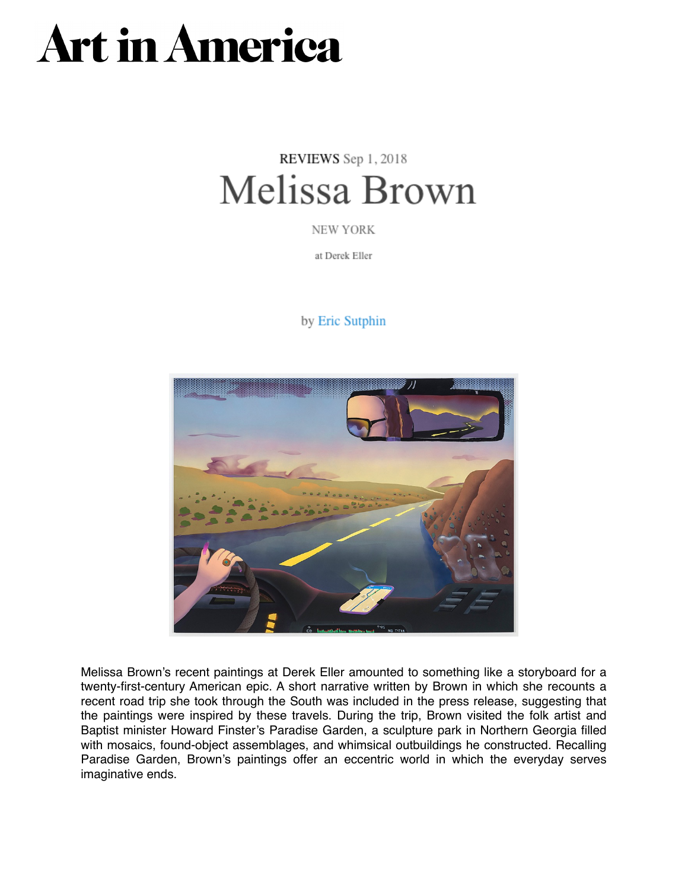# Art in America

REVIEWS Sep 1, 2018

## Melissa Brown

NEW YORK

at Derek Eller

by Eric Sutphin

Melissa Brown's recent paintings at Derek Eller amounted to something like a storyboard for a twenty-first-century American epic. A short narrative written by Brown in which she recounts a recent road trip she took through the South was included in the press release, suggesting that the paintings were inspired by these travels. During the trip, Brown visited the folk artist and Baptist minister Howard Finster's Paradise Garden, a sculpture park in Northern Georgia filled with mosaics, found-object assemblages, and whimsical outbuildings he constructed. Recalling Paradise Garden, Brown's paintings offer an eccentric world in which the everyday serves imaginative ends.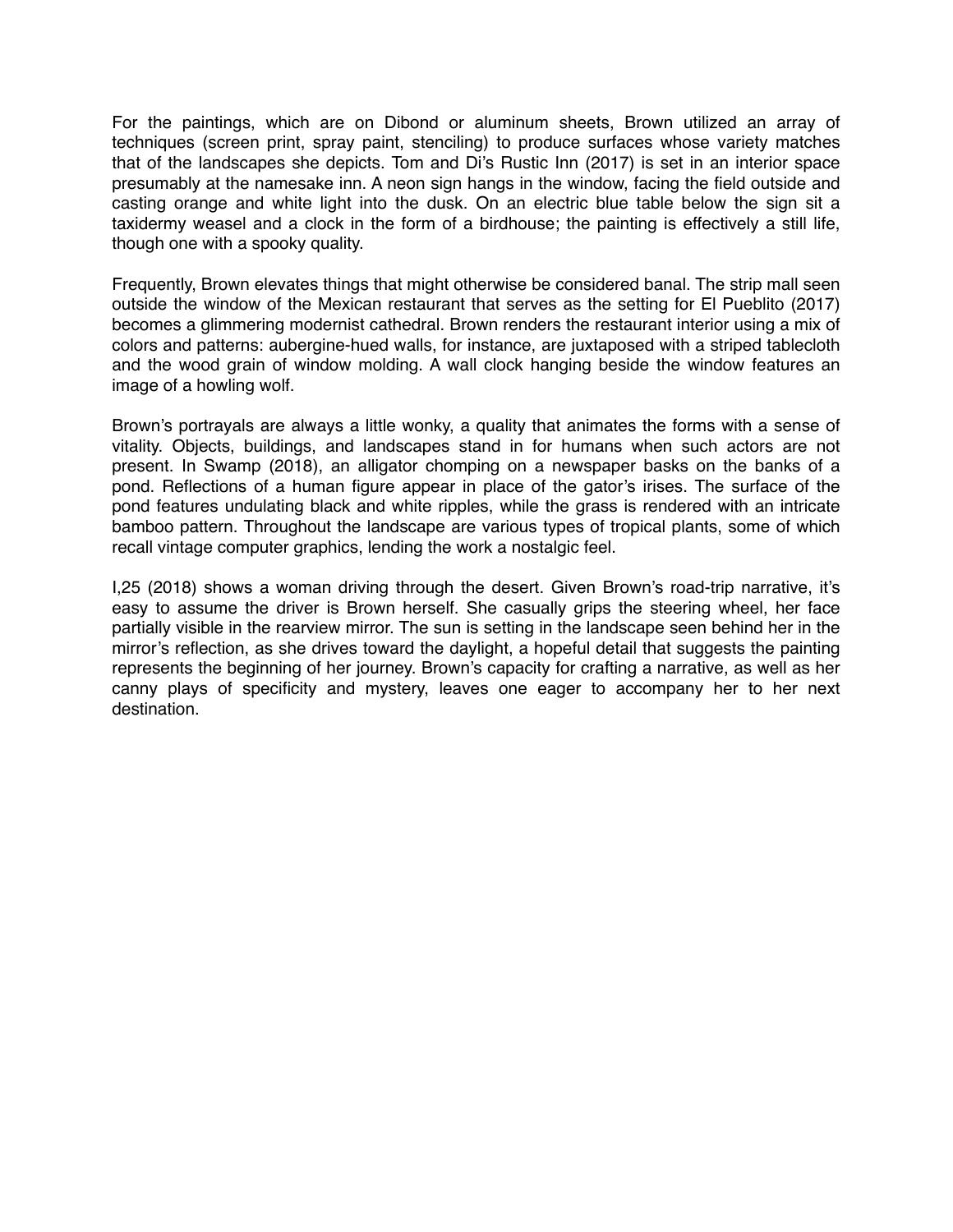For the paintings, which are on Dibond or aluminum sheets, Brown utilized an array of techniques (screen print, spray paint, stenciling) to produce surfaces whose variety matches that of the landscapes she depicts. Tom and Di's Rustic Inn (2017) is set in an interior space presumably at the namesake inn. A neon sign hangs in the window, facing the field outside and casting orange and white light into the dusk. On an electric blue table below the sign sit a taxidermy weasel and a clock in the form of a birdhouse; the painting is effectively a still life, though one with a spooky quality.

Frequently, Brown elevates things that might otherwise be considered banal. The strip mall seen outside the window of the Mexican restaurant that serves as the setting for El Pueblito (2017) becomes a glimmering modernist cathedral. Brown renders the restaurant interior using a mix of colors and patterns: aubergine-hued walls, for instance, are juxtaposed with a striped tablecloth and the wood grain of window molding. A wall clock hanging beside the window features an image of a howling wolf.

Brown's portrayals are always a little wonky, a quality that animates the forms with a sense of vitality. Objects, buildings, and landscapes stand in for humans when such actors are not present. In Swamp (2018), an alligator chomping on a newspaper basks on the banks of a pond. Reflections of a human figure appear in place of the gator's irises. The surface of the pond features undulating black and white ripples, while the grass is rendered with an intricate bamboo pattern. Throughout the landscape are various types of tropical plants, some of which recall vintage computer graphics, lending the work a nostalgic feel.

I,25 (2018) shows a woman driving through the desert. Given Brown's road-trip narrative, it's easy to assume the driver is Brown herself. She casually grips the steering wheel, her face partially visible in the rearview mirror. The sun is setting in the landscape seen behind her in the mirror's reflection, as she drives toward the daylight, a hopeful detail that suggests the painting represents the beginning of her journey. Brown's capacity for crafting a narrative, as well as her canny plays of specificity and mystery, leaves one eager to accompany her to her next destination.